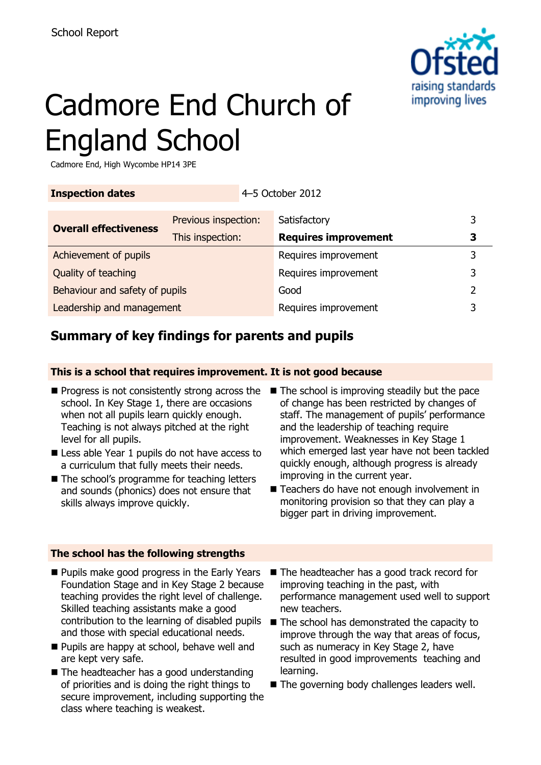School Report

# Cadmore End Church of England School

Cadmore End, High Wycombe HP14 3PE

| Inspection dates | 4–5 October 2012 | | |
|---|---|---|---|
| **Overall effectiveness** | Previous inspection: | Satisfactory | 3 |
| | This inspection: | **Requires improvement** | **3** |
| Achievement of pupils | | Requires improvement | 3 |
| Quality of teaching | | Requires improvement | 3 |
| Behaviour and safety of pupils | | Good | 2 |
| Leadership and management | | Requires improvement | 3 |

## Summary of key findings for parents and pupils

**This is a school that requires improvement. It is not good because**

- Progress is not consistently strong across the school. In Key Stage 1, there are occasions when not all pupils learn quickly enough. Teaching is not always pitched at the right level for all pupils.
- Less able Year 1 pupils do not have access to a curriculum that fully meets their needs.
- The school's programme for teaching letters and sounds (phonics) does not ensure that skills always improve quickly.
- The school is improving steadily but the pace of change has been restricted by changes of staff. The management of pupils' performance and the leadership of teaching require improvement. Weaknesses in Key Stage 1 which emerged last year have not been tackled quickly enough, although progress is already improving in the current year.
- Teachers do have not enough involvement in monitoring provision so that they can play a bigger part in driving improvement.

**The school has the following strengths**

- Pupils make good progress in the Early Years Foundation Stage and in Key Stage 2 because teaching provides the right level of challenge. Skilled teaching assistants make a good contribution to the learning of disabled pupils and those with special educational needs.
- Pupils are happy at school, behave well and are kept very safe.
- The headteacher has a good understanding of priorities and is doing the right things to secure improvement, including supporting the class where teaching is weakest.
- The headteacher has a good track record for improving teaching in the past, with performance management used well to support new teachers.
- The school has demonstrated the capacity to improve through the way that areas of focus, such as numeracy in Key Stage 2, have resulted in good improvements teaching and learning.
- The governing body challenges leaders well.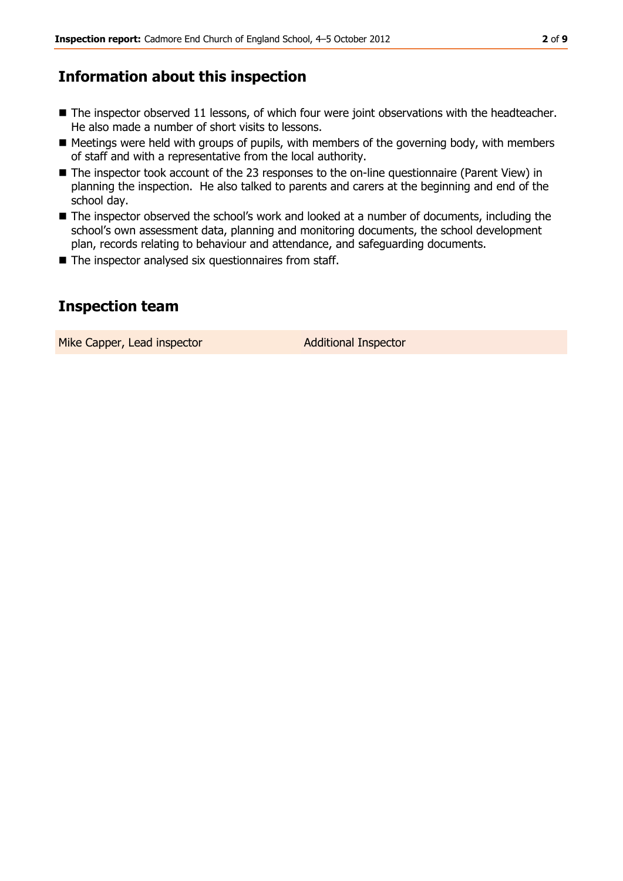## Information about this inspection

- The inspector observed 11 lessons, of which four were joint observations with the headteacher. He also made a number of short visits to lessons.
- Meetings were held with groups of pupils, with members of the governing body, with members of staff and with a representative from the local authority.
- The inspector took account of the 23 responses to the on-line questionnaire (Parent View) in planning the inspection. He also talked to parents and carers at the beginning and end of the school day.
- The inspector observed the school's work and looked at a number of documents, including the school's own assessment data, planning and monitoring documents, the school development plan, records relating to behaviour and attendance, and safeguarding documents.
- The inspector analysed six questionnaires from staff.

## Inspection team

| | |
|---|---|
| Mike Capper, Lead inspector | Additional Inspector |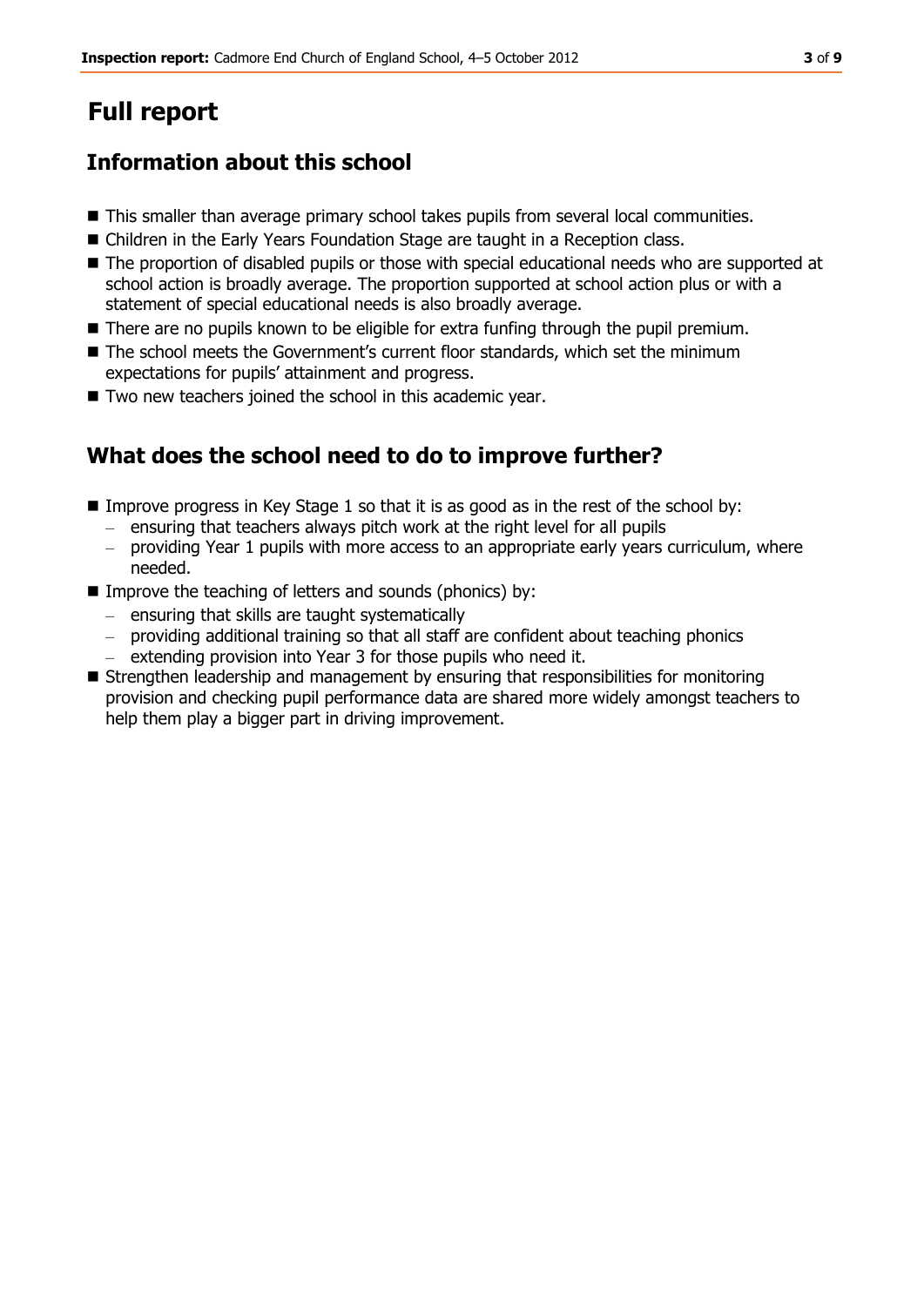# Full report

## Information about this school

- This smaller than average primary school takes pupils from several local communities.
- Children in the Early Years Foundation Stage are taught in a Reception class.
- The proportion of disabled pupils or those with special educational needs who are supported at school action is broadly average. The proportion supported at school action plus or with a statement of special educational needs is also broadly average.
- There are no pupils known to be eligible for extra funfing through the pupil premium.
- The school meets the Government's current floor standards, which set the minimum expectations for pupils' attainment and progress.
- Two new teachers joined the school in this academic year.

## What does the school need to do to improve further?

- Improve progress in Key Stage 1 so that it is as good as in the rest of the school by:
  - ensuring that teachers always pitch work at the right level for all pupils
  - providing Year 1 pupils with more access to an appropriate early years curriculum, where needed.
- Improve the teaching of letters and sounds (phonics) by:
  - ensuring that skills are taught systematically
  - providing additional training so that all staff are confident about teaching phonics
  - extending provision into Year 3 for those pupils who need it.
- Strengthen leadership and management by ensuring that responsibilities for monitoring provision and checking pupil performance data are shared more widely amongst teachers to help them play a bigger part in driving improvement.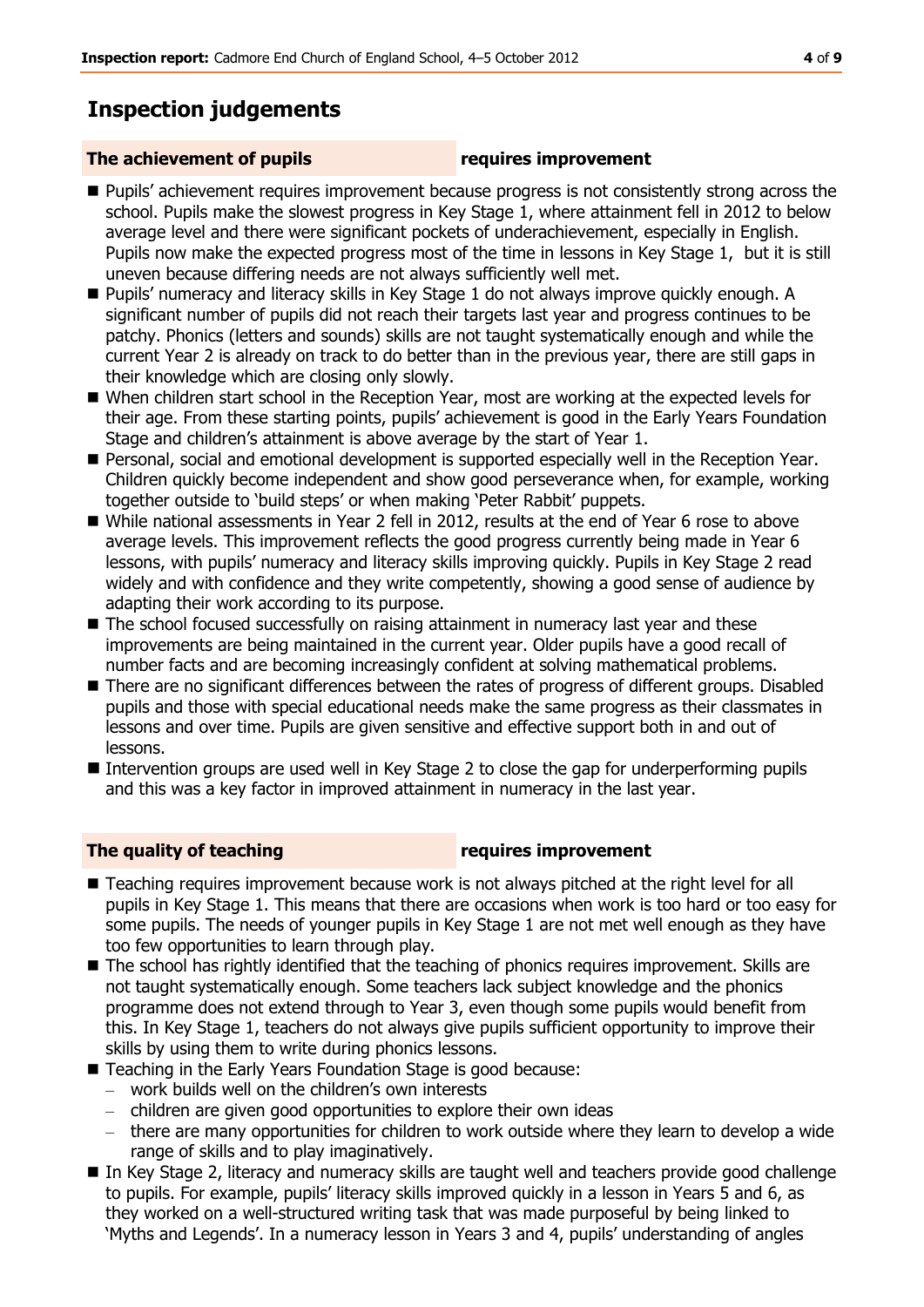# Inspection judgements

**The achievement of pupils** **requires improvement**

- Pupils' achievement requires improvement because progress is not consistently strong across the school. Pupils make the slowest progress in Key Stage 1, where attainment fell in 2012 to below average level and there were significant pockets of underachievement, especially in English. Pupils now make the expected progress most of the time in lessons in Key Stage 1, but it is still uneven because differing needs are not always sufficiently well met.
- Pupils' numeracy and literacy skills in Key Stage 1 do not always improve quickly enough. A significant number of pupils did not reach their targets last year and progress continues to be patchy. Phonics (letters and sounds) skills are not taught systematically enough and while the current Year 2 is already on track to do better than in the previous year, there are still gaps in their knowledge which are closing only slowly.
- When children start school in the Reception Year, most are working at the expected levels for their age. From these starting points, pupils' achievement is good in the Early Years Foundation Stage and children's attainment is above average by the start of Year 1.
- Personal, social and emotional development is supported especially well in the Reception Year. Children quickly become independent and show good perseverance when, for example, working together outside to 'build steps' or when making 'Peter Rabbit' puppets.
- While national assessments in Year 2 fell in 2012, results at the end of Year 6 rose to above average levels. This improvement reflects the good progress currently being made in Year 6 lessons, with pupils' numeracy and literacy skills improving quickly. Pupils in Key Stage 2 read widely and with confidence and they write competently, showing a good sense of audience by adapting their work according to its purpose.
- The school focused successfully on raising attainment in numeracy last year and these improvements are being maintained in the current year. Older pupils have a good recall of number facts and are becoming increasingly confident at solving mathematical problems.
- There are no significant differences between the rates of progress of different groups. Disabled pupils and those with special educational needs make the same progress as their classmates in lessons and over time. Pupils are given sensitive and effective support both in and out of lessons.
- Intervention groups are used well in Key Stage 2 to close the gap for underperforming pupils and this was a key factor in improved attainment in numeracy in the last year.

**The quality of teaching** **requires improvement**

- Teaching requires improvement because work is not always pitched at the right level for all pupils in Key Stage 1. This means that there are occasions when work is too hard or too easy for some pupils. The needs of younger pupils in Key Stage 1 are not met well enough as they have too few opportunities to learn through play.
- The school has rightly identified that the teaching of phonics requires improvement. Skills are not taught systematically enough. Some teachers lack subject knowledge and the phonics programme does not extend through to Year 3, even though some pupils would benefit from this. In Key Stage 1, teachers do not always give pupils sufficient opportunity to improve their skills by using them to write during phonics lessons.
- Teaching in the Early Years Foundation Stage is good because:
  - work builds well on the children's own interests
  - children are given good opportunities to explore their own ideas
  - there are many opportunities for children to work outside where they learn to develop a wide range of skills and to play imaginatively.
- In Key Stage 2, literacy and numeracy skills are taught well and teachers provide good challenge to pupils. For example, pupils' literacy skills improved quickly in a lesson in Years 5 and 6, as they worked on a well-structured writing task that was made purposeful by being linked to 'Myths and Legends'. In a numeracy lesson in Years 3 and 4, pupils' understanding of angles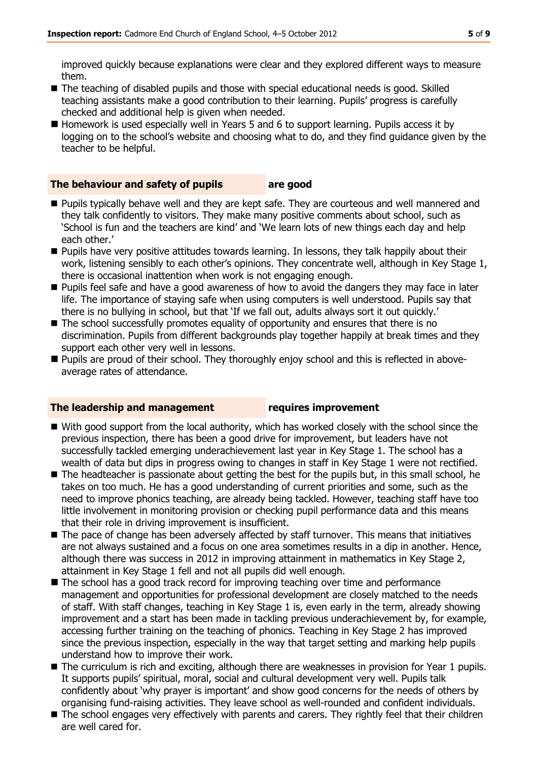improved quickly because explanations were clear and they explored different ways to measure them.

- The teaching of disabled pupils and those with special educational needs is good. Skilled teaching assistants make a good contribution to their learning. Pupils' progress is carefully checked and additional help is given when needed.
- Homework is used especially well in Years 5 and 6 to support learning. Pupils access it by logging on to the school's website and choosing what to do, and they find guidance given by the teacher to be helpful.

## The behaviour and safety of pupils **are good**

- Pupils typically behave well and they are kept safe. They are courteous and well mannered and they talk confidently to visitors. They make many positive comments about school, such as 'School is fun and the teachers are kind' and 'We learn lots of new things each day and help each other.'
- Pupils have very positive attitudes towards learning. In lessons, they talk happily about their work, listening sensibly to each other's opinions. They concentrate well, although in Key Stage 1, there is occasional inattention when work is not engaging enough.
- Pupils feel safe and have a good awareness of how to avoid the dangers they may face in later life. The importance of staying safe when using computers is well understood. Pupils say that there is no bullying in school, but that 'If we fall out, adults always sort it out quickly.'
- The school successfully promotes equality of opportunity and ensures that there is no discrimination. Pupils from different backgrounds play together happily at break times and they support each other very well in lessons.
- Pupils are proud of their school. They thoroughly enjoy school and this is reflected in above-average rates of attendance.

## The leadership and management **requires improvement**

- With good support from the local authority, which has worked closely with the school since the previous inspection, there has been a good drive for improvement, but leaders have not successfully tackled emerging underachievement last year in Key Stage 1. The school has a wealth of data but dips in progress owing to changes in staff in Key Stage 1 were not rectified.
- The headteacher is passionate about getting the best for the pupils but, in this small school, he takes on too much. He has a good understanding of current priorities and some, such as the need to improve phonics teaching, are already being tackled. However, teaching staff have too little involvement in monitoring provision or checking pupil performance data and this means that their role in driving improvement is insufficient.
- The pace of change has been adversely affected by staff turnover. This means that initiatives are not always sustained and a focus on one area sometimes results in a dip in another. Hence, although there was success in 2012 in improving attainment in mathematics in Key Stage 2, attainment in Key Stage 1 fell and not all pupils did well enough.
- The school has a good track record for improving teaching over time and performance management and opportunities for professional development are closely matched to the needs of staff. With staff changes, teaching in Key Stage 1 is, even early in the term, already showing improvement and a start has been made in tackling previous underachievement by, for example, accessing further training on the teaching of phonics. Teaching in Key Stage 2 has improved since the previous inspection, especially in the way that target setting and marking help pupils understand how to improve their work.
- The curriculum is rich and exciting, although there are weaknesses in provision for Year 1 pupils. It supports pupils' spiritual, moral, social and cultural development very well. Pupils talk confidently about 'why prayer is important' and show good concerns for the needs of others by organising fund-raising activities. They leave school as well-rounded and confident individuals.
- The school engages very effectively with parents and carers. They rightly feel that their children are well cared for.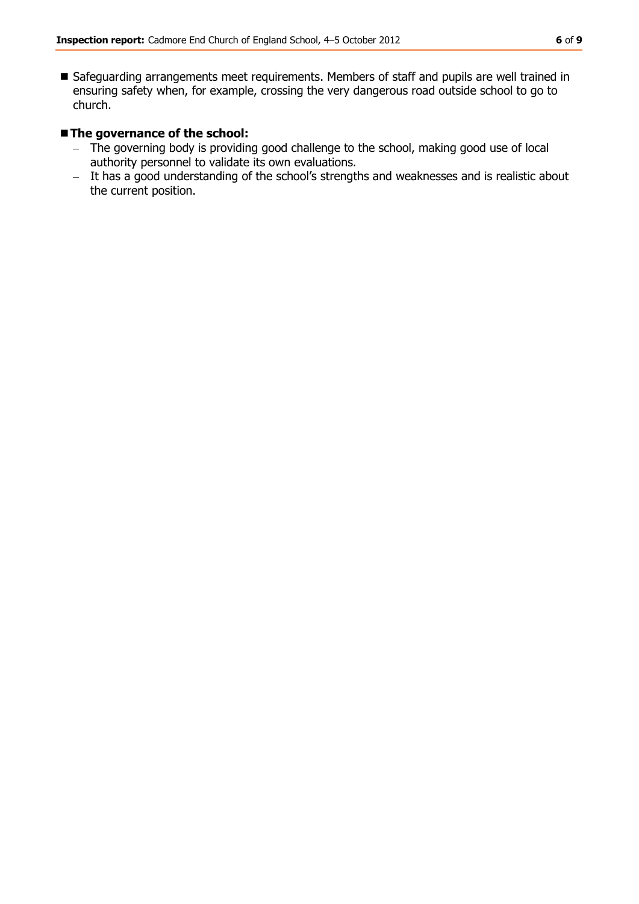- Safeguarding arrangements meet requirements. Members of staff and pupils are well trained in ensuring safety when, for example, crossing the very dangerous road outside school to go to church.

- **The governance of the school:**
  - The governing body is providing good challenge to the school, making good use of local authority personnel to validate its own evaluations.
  - It has a good understanding of the school's strengths and weaknesses and is realistic about the current position.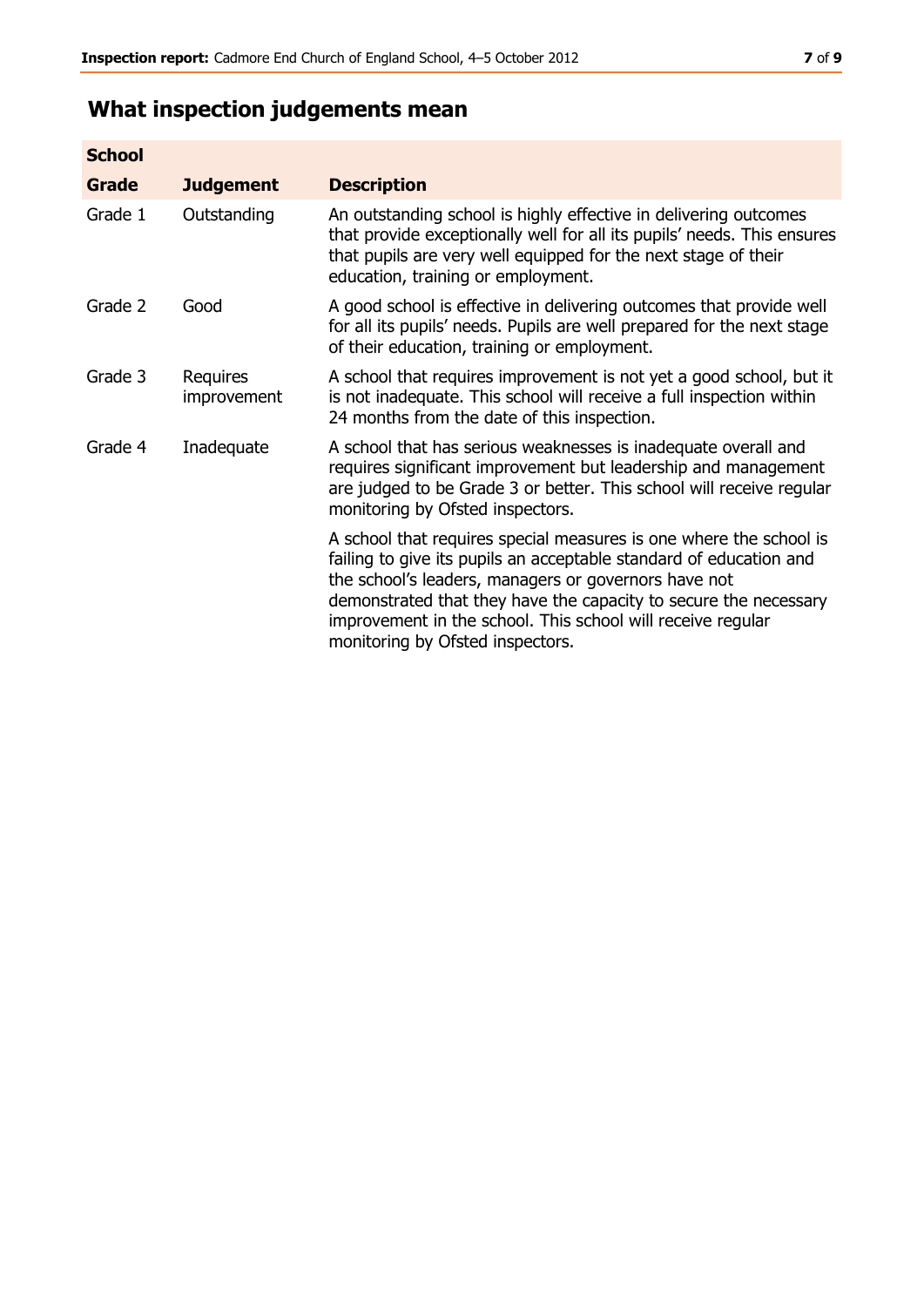## What inspection judgements mean

| School Grade | Judgement | Description |
|---|---|---|
| Grade 1 | Outstanding | An outstanding school is highly effective in delivering outcomes that provide exceptionally well for all its pupils' needs. This ensures that pupils are very well equipped for the next stage of their education, training or employment. |
| Grade 2 | Good | A good school is effective in delivering outcomes that provide well for all its pupils' needs. Pupils are well prepared for the next stage of their education, training or employment. |
| Grade 3 | Requires improvement | A school that requires improvement is not yet a good school, but it is not inadequate. This school will receive a full inspection within 24 months from the date of this inspection. |
| Grade 4 | Inadequate | A school that has serious weaknesses is inadequate overall and requires significant improvement but leadership and management are judged to be Grade 3 or better. This school will receive regular monitoring by Ofsted inspectors. |
| | | A school that requires special measures is one where the school is failing to give its pupils an acceptable standard of education and the school's leaders, managers or governors have not demonstrated that they have the capacity to secure the necessary improvement in the school. This school will receive regular monitoring by Ofsted inspectors. |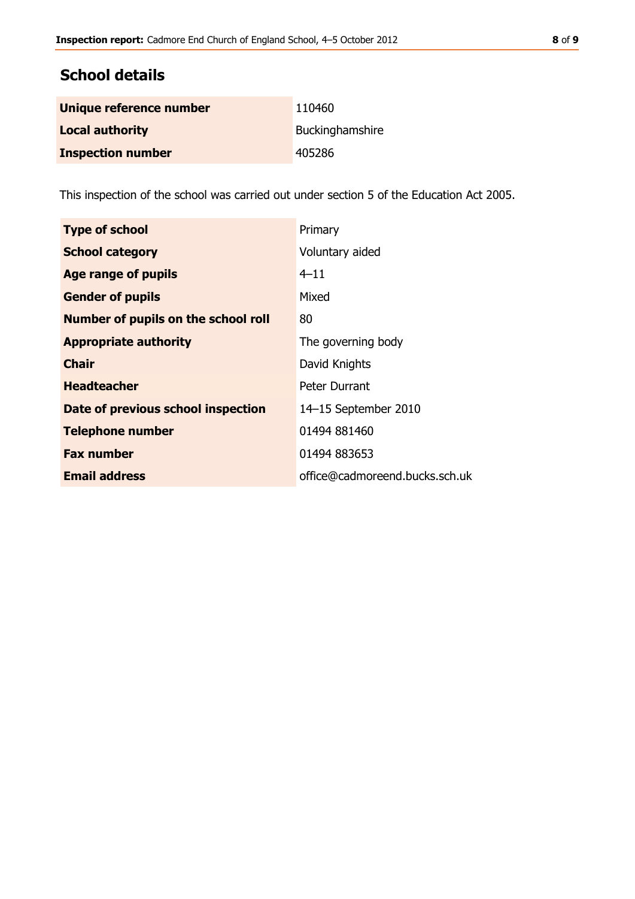## School details

| | |
|---|---|
| **Unique reference number** | 110460 |
| **Local authority** | Buckinghamshire |
| **Inspection number** | 405286 |

This inspection of the school was carried out under section 5 of the Education Act 2005.

| | |
|---|---|
| **Type of school** | Primary |
| **School category** | Voluntary aided |
| **Age range of pupils** | 4–11 |
| **Gender of pupils** | Mixed |
| **Number of pupils on the school roll** | 80 |
| **Appropriate authority** | The governing body |
| **Chair** | David Knights |
| **Headteacher** | Peter Durrant |
| **Date of previous school inspection** | 14–15 September 2010 |
| **Telephone number** | 01494 881460 |
| **Fax number** | 01494 883653 |
| **Email address** | office@cadmoreend.bucks.sch.uk |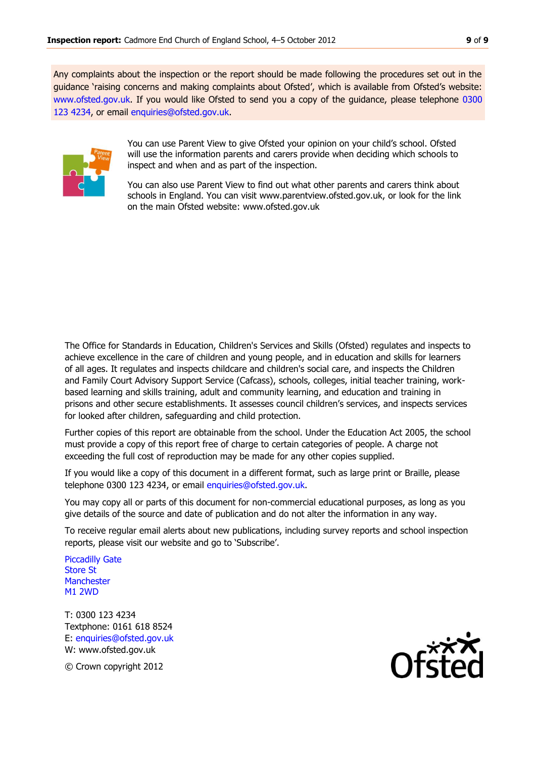Any complaints about the inspection or the report should be made following the procedures set out in the guidance 'raising concerns and making complaints about Ofsted', which is available from Ofsted's website: www.ofsted.gov.uk. If you would like Ofsted to send you a copy of the guidance, please telephone 0300 123 4234, or email enquiries@ofsted.gov.uk.

You can use Parent View to give Ofsted your opinion on your child's school. Ofsted will use the information parents and carers provide when deciding which schools to inspect and when and as part of the inspection.

You can also use Parent View to find out what other parents and carers think about schools in England. You can visit www.parentview.ofsted.gov.uk, or look for the link on the main Ofsted website: www.ofsted.gov.uk

The Office for Standards in Education, Children's Services and Skills (Ofsted) regulates and inspects to achieve excellence in the care of children and young people, and in education and skills for learners of all ages. It regulates and inspects childcare and children's social care, and inspects the Children and Family Court Advisory Support Service (Cafcass), schools, colleges, initial teacher training, work-based learning and skills training, adult and community learning, and education and training in prisons and other secure establishments. It assesses council children's services, and inspects services for looked after children, safeguarding and child protection.

Further copies of this report are obtainable from the school. Under the Education Act 2005, the school must provide a copy of this report free of charge to certain categories of people. A charge not exceeding the full cost of reproduction may be made for any other copies supplied.

If you would like a copy of this document in a different format, such as large print or Braille, please telephone 0300 123 4234, or email enquiries@ofsted.gov.uk.

You may copy all or parts of this document for non-commercial educational purposes, as long as you give details of the source and date of publication and do not alter the information in any way.

To receive regular email alerts about new publications, including survey reports and school inspection reports, please visit our website and go to 'Subscribe'.

Piccadilly Gate
Store St
Manchester
M1 2WD

T: 0300 123 4234
Textphone: 0161 618 8524
E: enquiries@ofsted.gov.uk
W: www.ofsted.gov.uk

© Crown copyright 2012